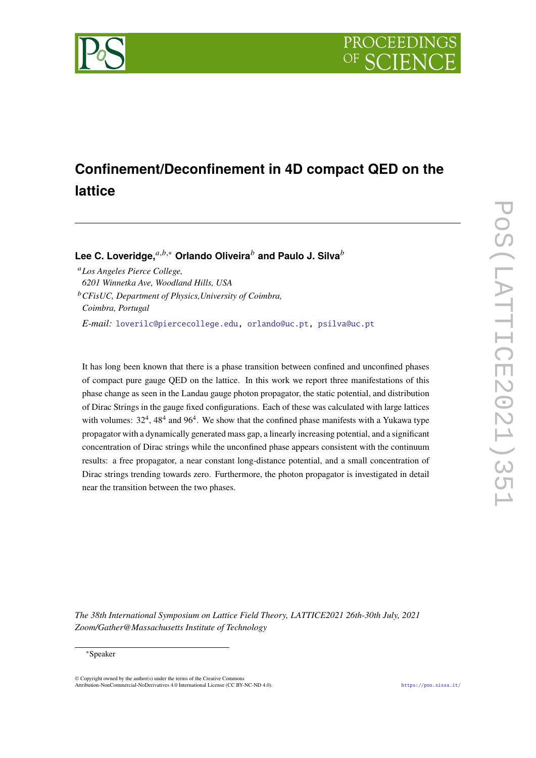# Confinement/Deconfinement in 4D compact QED on the lattice

**Lee C. Loveridge,**[a,b,*] **Orlando Oliveira**[b] **and Paulo J. Silva**[b]

[a] *Los Angeles Pierce College, 6201 Winnetka Ave, Woodland Hills, USA*

[b] *CFisUC, Department of Physics, University of Coimbra, Coimbra, Portugal*

*E-mail:* loverilc@piercecollege.edu, orlando@uc.pt, psilva@uc.pt

It has long been known that there is a phase transition between confined and unconfined phases of compact pure gauge QED on the lattice. In this work we report three manifestations of this phase change as seen in the Landau gauge photon propagator, the static potential, and distribution of Dirac Strings in the gauge fixed configurations. Each of these was calculated with large lattices with volumes: $32^4$, $48^4$ and $96^4$. We show that the confined phase manifests with a Yukawa type propagator with a dynamically generated mass gap, a linearly increasing potential, and a significant concentration of Dirac strings while the unconfined phase appears consistent with the continuum results: a free propagator, a near constant long-distance potential, and a small concentration of Dirac strings trending towards zero. Furthermore, the photon propagator is investigated in detail near the transition between the two phases.

*The 38th International Symposium on Lattice Field Theory, LATTICE2021 26th-30th July, 2021 Zoom/Gather@Massachusetts Institute of Technology*

[*] Speaker

© Copyright owned by the author(s) under the terms of the Creative Commons Attribution-NonCommercial-NoDerivatives 4.0 International License (CC BY-NC-ND 4.0).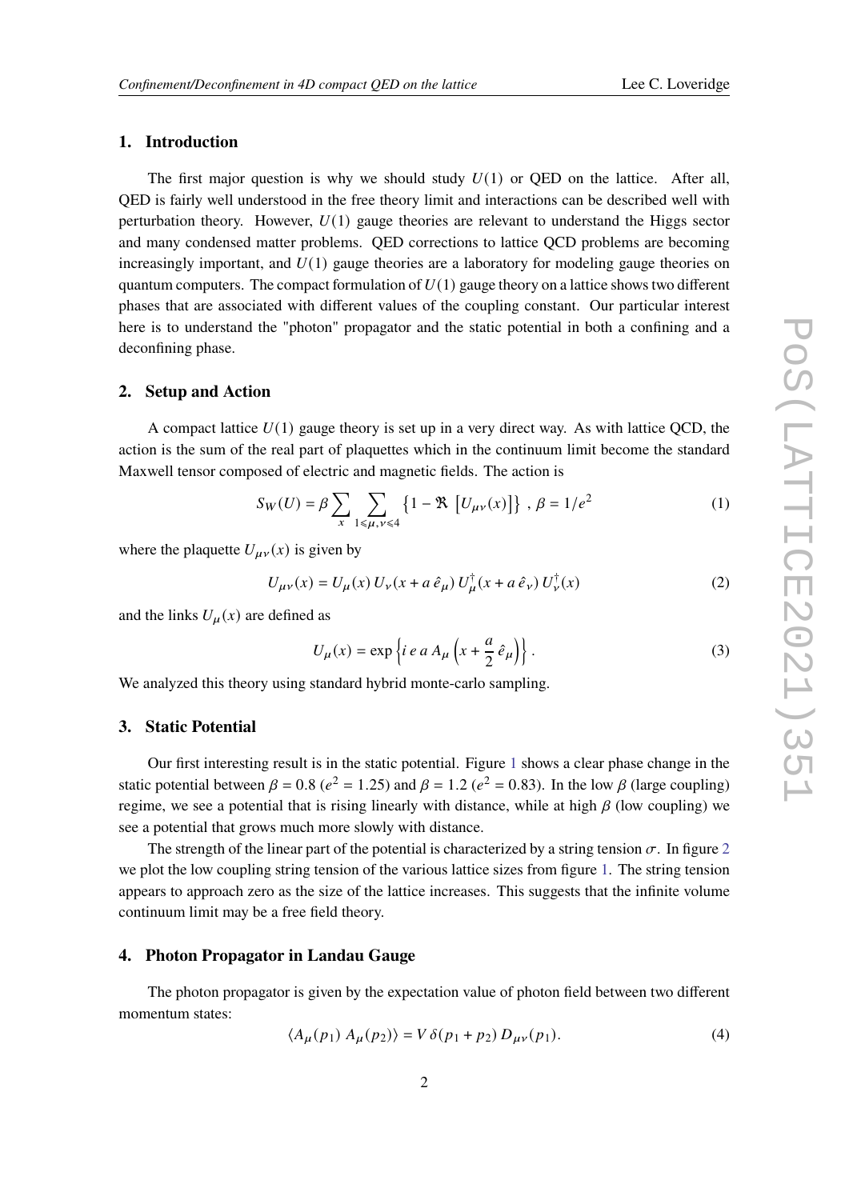## 1. Introduction

The first major question is why we should study $U(1)$ or QED on the lattice. After all, QED is fairly well understood in the free theory limit and interactions can be described well with perturbation theory. However, $U(1)$ gauge theories are relevant to understand the Higgs sector and many condensed matter problems. QED corrections to lattice QCD problems are becoming increasingly important, and $U(1)$ gauge theories are a laboratory for modeling gauge theories on quantum computers. The compact formulation of $U(1)$ gauge theory on a lattice shows two different phases that are associated with different values of the coupling constant. Our particular interest here is to understand the "photon" propagator and the static potential in both a confining and a deconfining phase.

## 2. Setup and Action

A compact lattice $U(1)$ gauge theory is set up in a very direct way. As with lattice QCD, the action is the sum of the real part of plaquettes which in the continuum limit become the standard Maxwell tensor composed of electric and magnetic fields. The action is

$$S_W(U) = \beta \sum_x \sum_{1 \leqslant \mu,\nu \leqslant 4} \left\{ 1 - \Re \left[ U_{\mu\nu}(x) \right] \right\} \,,\; \beta = 1/e^2 \tag{1}$$

where the plaquette $U_{\mu\nu}(x)$ is given by

$$U_{\mu\nu}(x) = U_\mu(x)\, U_\nu(x + a\,\hat{e}_\mu)\, U_\mu^\dagger(x + a\,\hat{e}_\nu)\, U_\nu^\dagger(x) \tag{2}$$

and the links $U_\mu(x)$ are defined as

$$U_\mu(x) = \exp\left\{ i\, e\, a\, A_\mu\left( x + \frac{a}{2}\,\hat{e}_\mu \right) \right\}. \tag{3}$$

We analyzed this theory using standard hybrid monte-carlo sampling.

## 3. Static Potential

Our first interesting result is in the static potential. Figure 1 shows a clear phase change in the static potential between $\beta = 0.8$ ($e^2 = 1.25$) and $\beta = 1.2$ ($e^2 = 0.83$). In the low $\beta$ (large coupling) regime, we see a potential that is rising linearly with distance, while at high $\beta$ (low coupling) we see a potential that grows much more slowly with distance.

The strength of the linear part of the potential is characterized by a string tension $\sigma$. In figure 2 we plot the low coupling string tension of the various lattice sizes from figure 1. The string tension appears to approach zero as the size of the lattice increases. This suggests that the infinite volume continuum limit may be a free field theory.

## 4. Photon Propagator in Landau Gauge

The photon propagator is given by the expectation value of photon field between two different momentum states:

$$\langle A_\mu(p_1)\, A_\mu(p_2) \rangle = V\, \delta(p_1 + p_2)\, D_{\mu\nu}(p_1). \tag{4}$$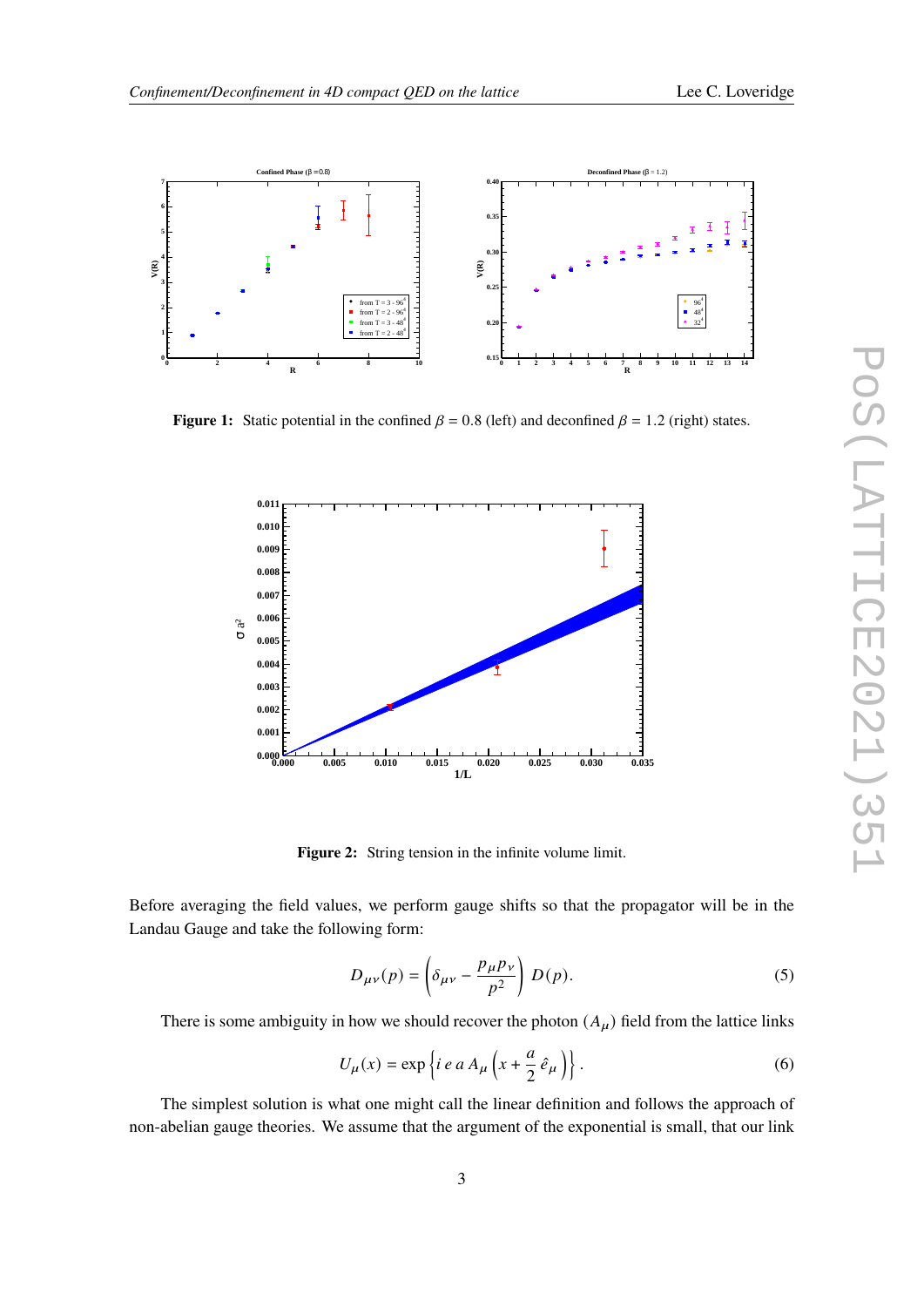**Figure 1:** Static potential in the confined $\beta = 0.8$ (left) and deconfined $\beta = 1.2$ (right) states.

**Figure 2:** String tension in the infinite volume limit.

Before averaging the field values, we perform gauge shifts so that the propagator will be in the Landau Gauge and take the following form:

$$D_{\mu\nu}(p) = \left(\delta_{\mu\nu} - \frac{p_\mu p_\nu}{p^2}\right) D(p). \tag{5}$$

There is some ambiguity in how we should recover the photon ($A_\mu$) field from the lattice links

$$U_\mu(x) = \exp\left\{i\, e\, a\, A_\mu\left(x + \frac{a}{2}\,\hat{e}_\mu\right)\right\}. \tag{6}$$

The simplest solution is what one might call the linear definition and follows the approach of non-abelian gauge theories. We assume that the argument of the exponential is small, that our link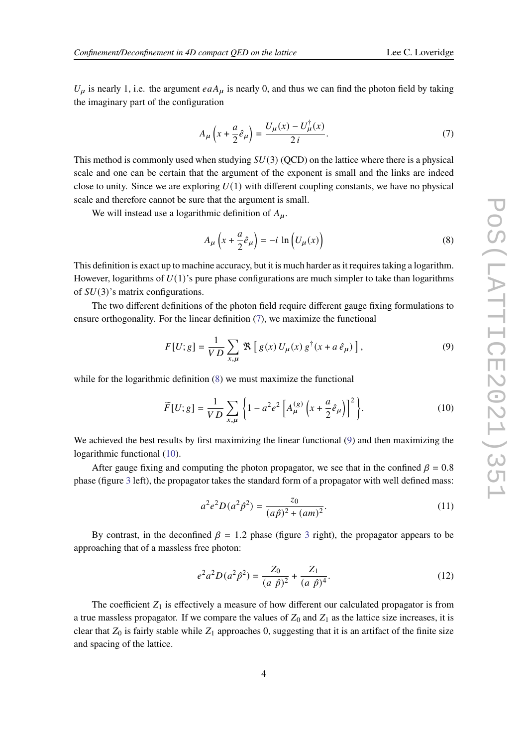$U_\mu$ is nearly 1, i.e. the argument $eaA_\mu$ is nearly 0, and thus we can find the photon field by taking the imaginary part of the configuration

$$A_\mu\left(x + \frac{a}{2}\hat{e}_\mu\right) = \frac{U_\mu(x) - U_\mu^\dagger(x)}{2\,i}. \tag{7}$$

This method is commonly used when studying $SU(3)$ (QCD) on the lattice where there is a physical scale and one can be certain that the argument of the exponent is small and the links are indeed close to unity. Since we are exploring $U(1)$ with different coupling constants, we have no physical scale and therefore cannot be sure that the argument is small.

We will instead use a logarithmic definition of $A_\mu$.

$$A_\mu\left(x + \frac{a}{2}\hat{e}_\mu\right) = -i\,\ln\left(U_\mu(x)\right) \tag{8}$$

This definition is exact up to machine accuracy, but it is much harder as it requires taking a logarithm. However, logarithms of $U(1)$'s pure phase configurations are much simpler to take than logarithms of $SU(3)$'s matrix configurations.

The two different definitions of the photon field require different gauge fixing formulations to ensure orthogonality. For the linear definition (7), we maximize the functional

$$F[U;g] = \frac{1}{V\,D}\sum_{x,\mu}\Re\left[\,g(x)\,U_\mu(x)\,g^\dagger(x + a\,\hat{e}_\mu)\,\right], \tag{9}$$

while for the logarithmic definition (8) we must maximize the functional

$$\widetilde{F}[U;g] = \frac{1}{V\,D}\sum_{x,\mu}\left\{1 - a^2e^2\left[A_\mu^{(g)}\left(x + \frac{a}{2}\hat{e}_\mu\right)\right]^2\right\}. \tag{10}$$

We achieved the best results by first maximizing the linear functional (9) and then maximizing the logarithmic functional (10).

After gauge fixing and computing the photon propagator, we see that in the confined $\beta = 0.8$ phase (figure 3 left), the propagator takes the standard form of a propagator with well defined mass:

$$a^2e^2D(a^2\hat{p}^2) = \frac{z_0}{(a\hat{p})^2 + (am)^2}. \tag{11}$$

By contrast, in the deconfined $\beta = 1.2$ phase (figure 3 right), the propagator appears to be approaching that of a massless free photon:

$$e^2a^2D(a^2\hat{p}^2) = \frac{Z_0}{(a\;\hat{p})^2} + \frac{Z_1}{(a\;\hat{p})^4}. \tag{12}$$

The coefficient $Z_1$ is effectively a measure of how different our calculated propagator is from a true massless propagator. If we compare the values of $Z_0$ and $Z_1$ as the lattice size increases, it is clear that $Z_0$ is fairly stable while $Z_1$ approaches 0, suggesting that it is an artifact of the finite size and spacing of the lattice.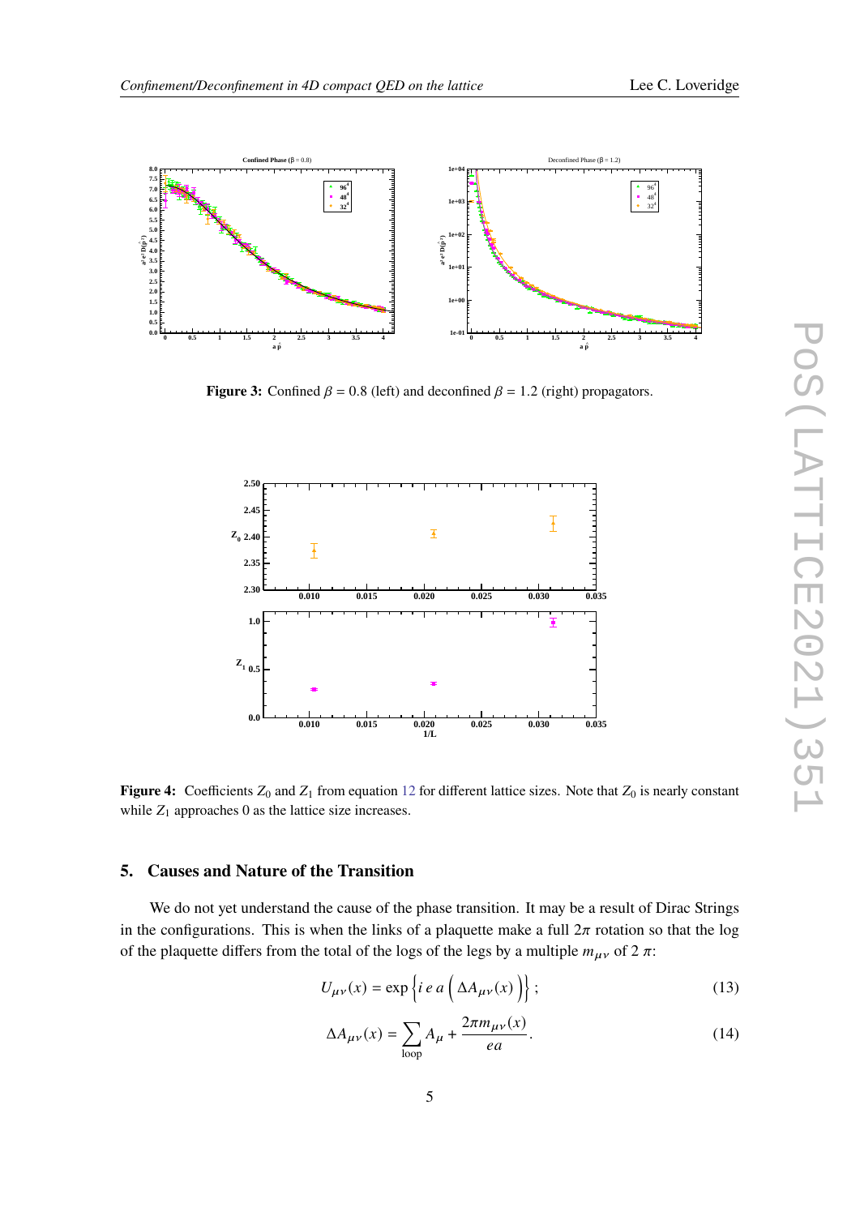**Figure 3:** Confined $\beta = 0.8$ (left) and deconfined $\beta = 1.2$ (right) propagators.

**Figure 4:** Coefficients $Z_0$ and $Z_1$ from equation 12 for different lattice sizes. Note that $Z_0$ is nearly constant while $Z_1$ approaches 0 as the lattice size increases.

## 5. Causes and Nature of the Transition

We do not yet understand the cause of the phase transition. It may be a result of Dirac Strings in the configurations. This is when the links of a plaquette make a full $2\pi$ rotation so that the log of the plaquette differs from the total of the logs of the legs by a multiple $m_{\mu\nu}$ of 2 $\pi$:

$$U_{\mu\nu}(x) = \exp\left\{i\,e\,a\left(\Delta A_{\mu\nu}(x)\right)\right\}; \tag{13}$$

$$\Delta A_{\mu\nu}(x) = \sum_{\text{loop}} A_\mu + \frac{2\pi m_{\mu\nu}(x)}{ea}. \tag{14}$$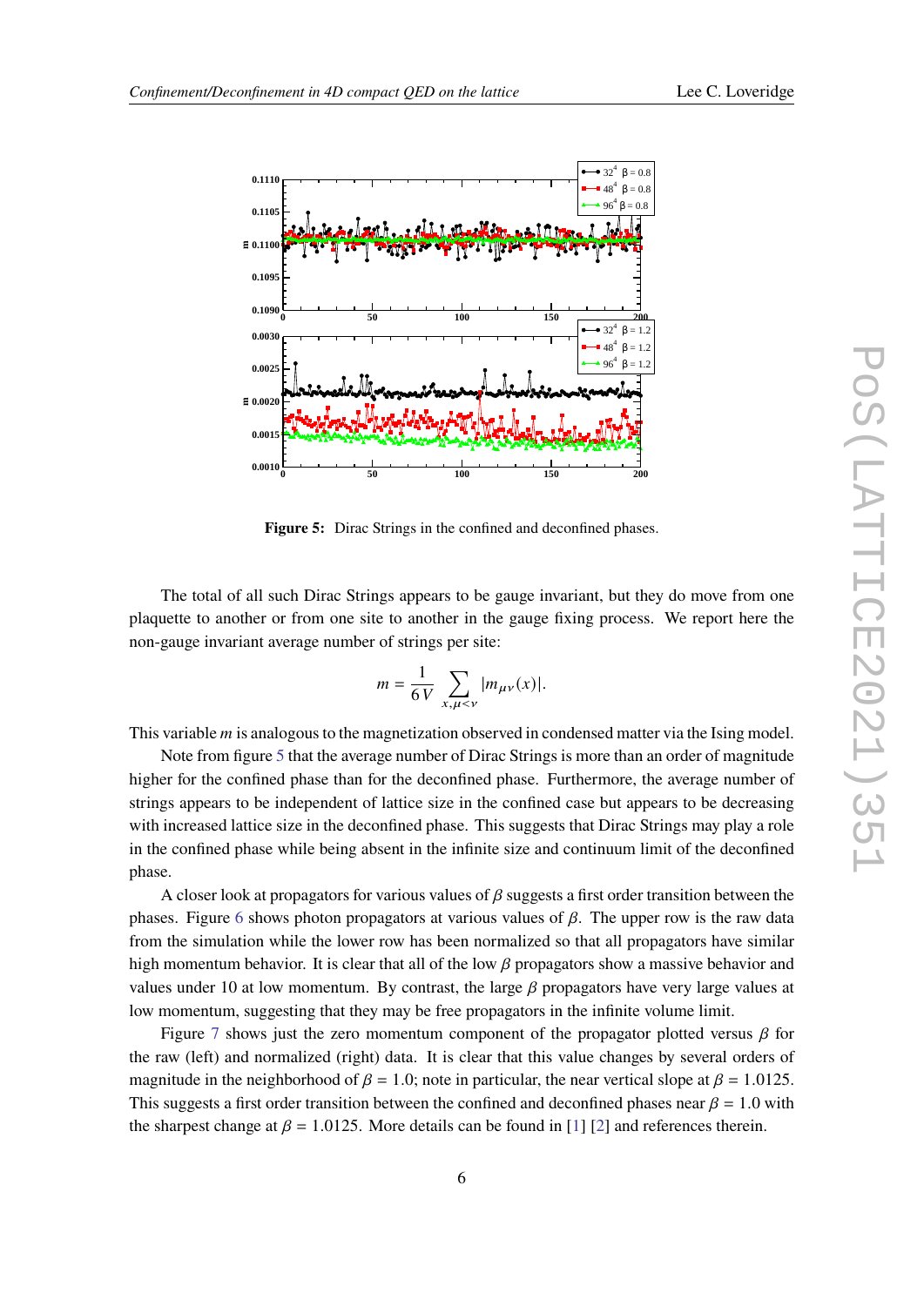**Figure 5:** Dirac Strings in the confined and deconfined phases.

The total of all such Dirac Strings appears to be gauge invariant, but they do move from one plaquette to another or from one site to another in the gauge fixing process. We report here the non-gauge invariant average number of strings per site:

$$m = \frac{1}{6V} \sum_{x,\mu<\nu} |m_{\mu\nu}(x)|.$$

This variable $m$ is analogous to the magnetization observed in condensed matter via the Ising model.

Note from figure 5 that the average number of Dirac Strings is more than an order of magnitude higher for the confined phase than for the deconfined phase. Furthermore, the average number of strings appears to be independent of lattice size in the confined case but appears to be decreasing with increased lattice size in the deconfined phase. This suggests that Dirac Strings may play a role in the confined phase while being absent in the infinite size and continuum limit of the deconfined phase.

A closer look at propagators for various values of $\beta$ suggests a first order transition between the phases. Figure 6 shows photon propagators at various values of $\beta$. The upper row is the raw data from the simulation while the lower row has been normalized so that all propagators have similar high momentum behavior. It is clear that all of the low $\beta$ propagators show a massive behavior and values under 10 at low momentum. By contrast, the large $\beta$ propagators have very large values at low momentum, suggesting that they may be free propagators in the infinite volume limit.

Figure 7 shows just the zero momentum component of the propagator plotted versus $\beta$ for the raw (left) and normalized (right) data. It is clear that this value changes by several orders of magnitude in the neighborhood of $\beta = 1.0$; note in particular, the near vertical slope at $\beta = 1.0125$. This suggests a first order transition between the confined and deconfined phases near $\beta = 1.0$ with the sharpest change at $\beta = 1.0125$. More details can be found in [1] [2] and references therein.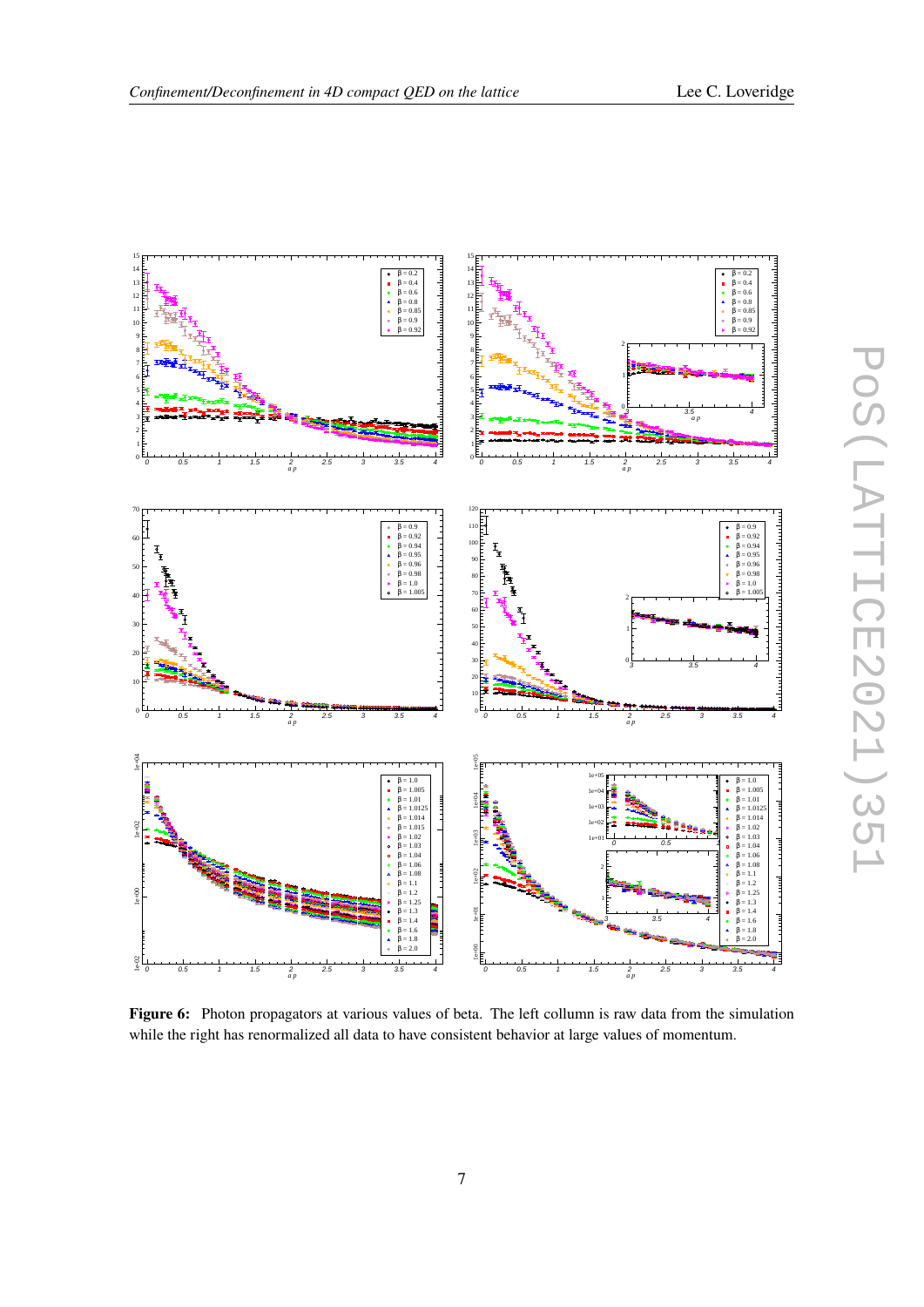**Figure 6:** Photon propagators at various values of beta. The left collumn is raw data from the simulation while the right has renormalized all data to have consistent behavior at large values of momentum.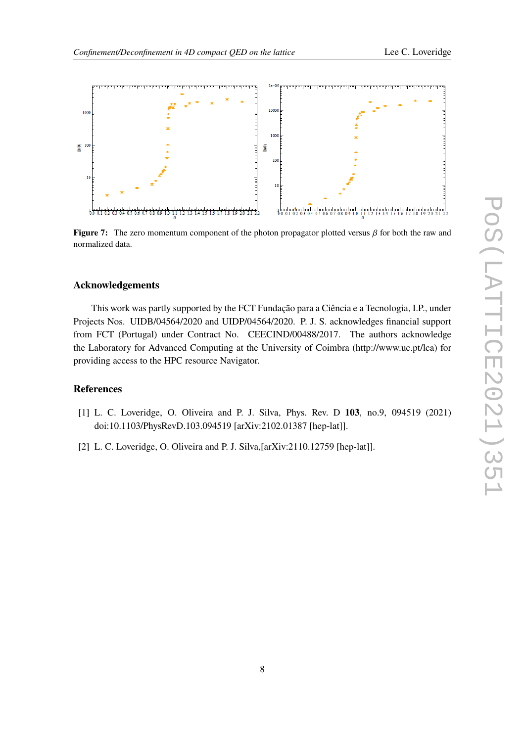D(0)

1000

100

10

0.0 0.1 0.2 0.3 0.4 0.5 0.6 0.7 0.8 0.9 1.0 1.1 1.2 1.3 1.4 1.5 1.6 1.7 1.8 1.9 2.0 2.1 2.2

β

D(0)

1e+05

10000

1000

100

10

1

0.0 0.1 0.2 0.3 0.4 0.5 0.6 0.7 0.8 0.9 1.0 1.1 1.2 1.3 1.4 1.5 1.6 1.7 1.8 1.9 2.0 2.1 2.2

β

**Figure 7:** The zero momentum component of the photon propagator plotted versus $\beta$ for both the raw and normalized data.

## Acknowledgements

This work was partly supported by the FCT Fundação para a Ciência e a Tecnologia, I.P., under Projects Nos. UIDB/04564/2020 and UIDP/04564/2020. P. J. S. acknowledges financial support from FCT (Portugal) under Contract No. CEECIND/00488/2017. The authors acknowledge the Laboratory for Advanced Computing at the University of Coimbra (http://www.uc.pt/lca) for providing access to the HPC resource Navigator.

## References

[1] L. C. Loveridge, O. Oliveira and P. J. Silva, Phys. Rev. D **103**, no.9, 094519 (2021) doi:10.1103/PhysRevD.103.094519 [arXiv:2102.01387 [hep-lat]].

[2] L. C. Loveridge, O. Oliveira and P. J. Silva,[arXiv:2110.12759 [hep-lat]].